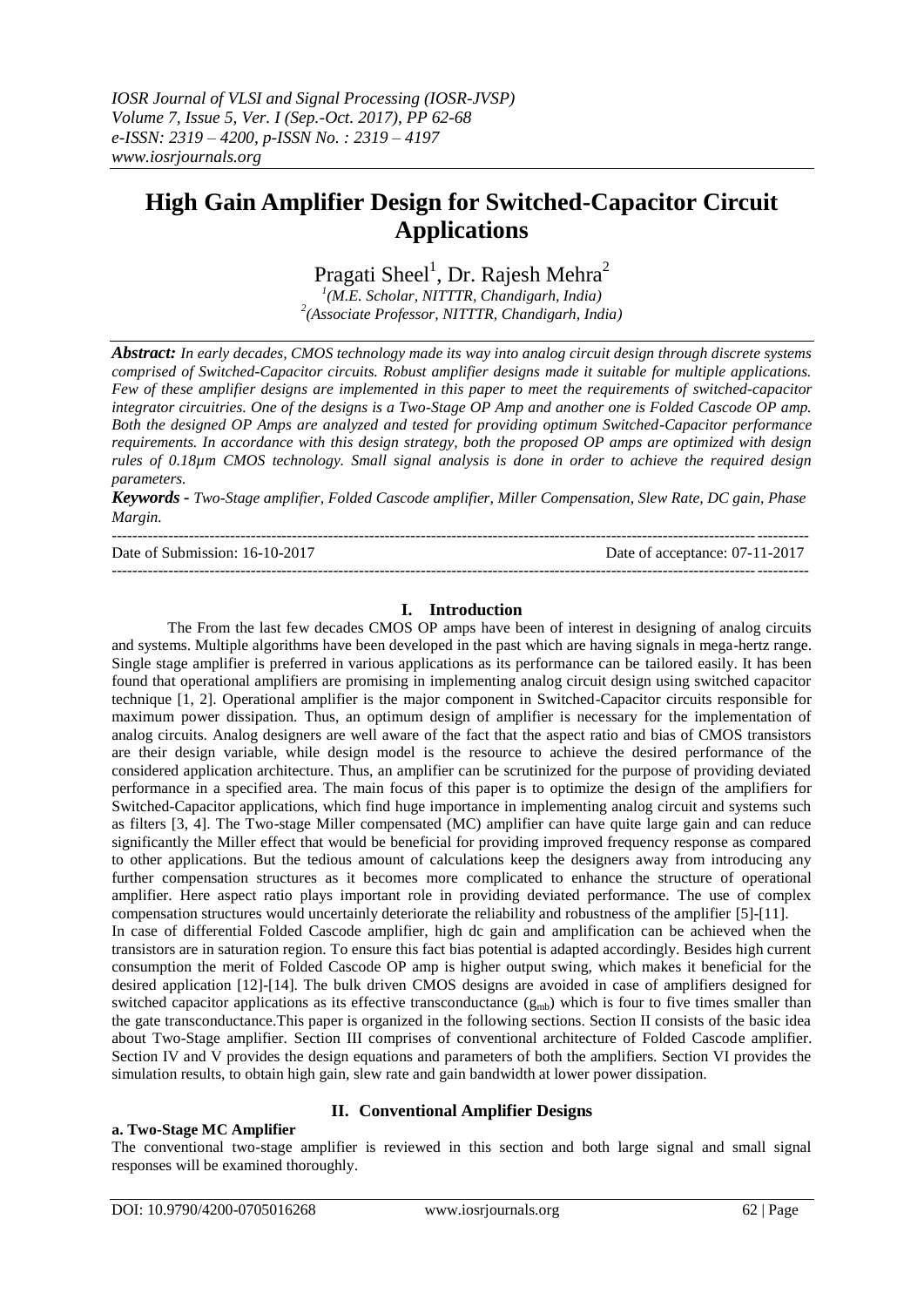# High Gain Amplifier Design for Switched-Capacitor Circuit Applications

Pragati Sheel[1], Dr. Rajesh Mehra[2]

[1](M.E. Scholar, NITTTR, Chandigarh, India)
[2](Associate Professor, NITTTR, Chandigarh, India)

***Abstract:*** *In early decades, CMOS technology made its way into analog circuit design through discrete systems comprised of Switched-Capacitor circuits. Robust amplifier designs made it suitable for multiple applications. Few of these amplifier designs are implemented in this paper to meet the requirements of switched-capacitor integrator circuitries. One of the designs is a Two-Stage OP Amp and another one is Folded Cascode OP amp. Both the designed OP Amps are analyzed and tested for providing optimum Switched-Capacitor performance requirements. In accordance with this design strategy, both the proposed OP amps are optimized with design rules of 0.18µm CMOS technology. Small signal analysis is done in order to achieve the required design parameters.*

***Keywords -*** *Two-Stage amplifier, Folded Cascode amplifier, Miller Compensation, Slew Rate, DC gain, Phase Margin.*

---

Date of Submission: 16-10-2017 Date of acceptance: 07-11-2017

---

## I. Introduction

The From the last few decades CMOS OP amps have been of interest in designing of analog circuits and systems. Multiple algorithms have been developed in the past which are having signals in mega-hertz range. Single stage amplifier is preferred in various applications as its performance can be tailored easily. It has been found that operational amplifiers are promising in implementing analog circuit design using switched capacitor technique [1, 2]. Operational amplifier is the major component in Switched-Capacitor circuits responsible for maximum power dissipation. Thus, an optimum design of amplifier is necessary for the implementation of analog circuits. Analog designers are well aware of the fact that the aspect ratio and bias of CMOS transistors are their design variable, while design model is the resource to achieve the desired performance of the considered application architecture. Thus, an amplifier can be scrutinized for the purpose of providing deviated performance in a specified area. The main focus of this paper is to optimize the design of the amplifiers for Switched-Capacitor applications, which find huge importance in implementing analog circuit and systems such as filters [3, 4]. The Two-stage Miller compensated (MC) amplifier can have quite large gain and can reduce significantly the Miller effect that would be beneficial for providing improved frequency response as compared to other applications. But the tedious amount of calculations keep the designers away from introducing any further compensation structures as it becomes more complicated to enhance the structure of operational amplifier. Here aspect ratio plays important role in providing deviated performance. The use of complex compensation structures would uncertainly deteriorate the reliability and robustness of the amplifier [5]-[11].

In case of differential Folded Cascode amplifier, high dc gain and amplification can be achieved when the transistors are in saturation region. To ensure this fact bias potential is adapted accordingly. Besides high current consumption the merit of Folded Cascode OP amp is higher output swing, which makes it beneficial for the desired application [12]-[14]. The bulk driven CMOS designs are avoided in case of amplifiers designed for switched capacitor applications as its effective transconductance ($g_{mb}$) which is four to five times smaller than the gate transconductance.This paper is organized in the following sections. Section II consists of the basic idea about Two-Stage amplifier. Section III comprises of conventional architecture of Folded Cascode amplifier. Section IV and V provides the design equations and parameters of both the amplifiers. Section VI provides the simulation results, to obtain high gain, slew rate and gain bandwidth at lower power dissipation.

## II. Conventional Amplifier Designs

### a. Two-Stage MC Amplifier

The conventional two-stage amplifier is reviewed in this section and both large signal and small signal responses will be examined thoroughly.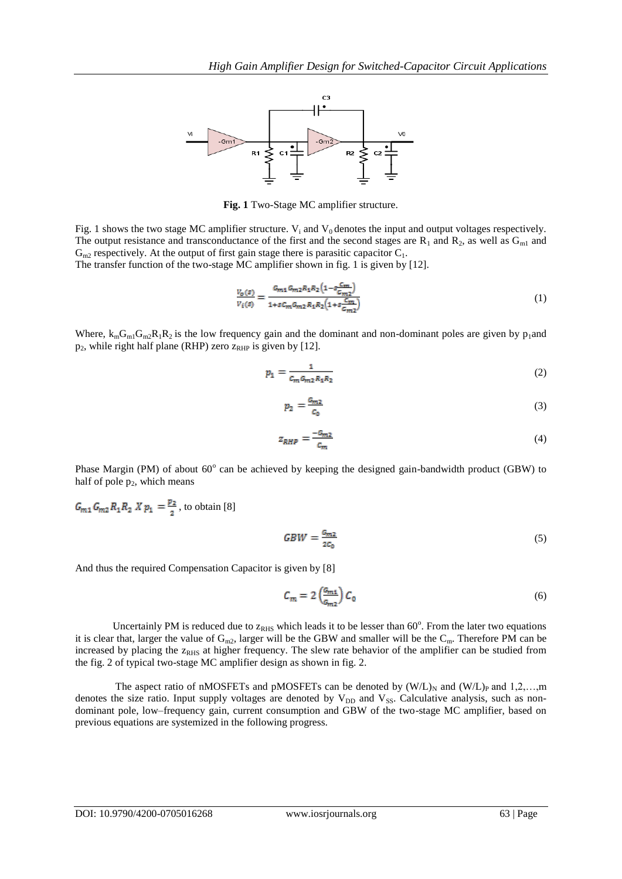**Fig. 1** Two-Stage MC amplifier structure.

Fig. 1 shows the two stage MC amplifier structure. $V_i$ and $V_0$ denotes the input and output voltages respectively. The output resistance and transconductance of the first and the second stages are $R_1$ and $R_2$, as well as $G_{m1}$ and $G_{m2}$ respectively. At the output of first gain stage there is parasitic capacitor $C_1$.

The transfer function of the two-stage MC amplifier shown in fig. 1 is given by [12].

$$\frac{V_0(s)}{V_i(s)} = \frac{G_{m1}G_{m2}R_1R_2\left(1-s\frac{C_m}{C_{m2}}\right)}{1+sC_mG_{m2}R_1R_2\left(1+s\frac{C_m}{C_{m2}}\right)} \tag{1}$$

Where, $k_mG_{m1}G_{m2}R_1R_2$ is the low frequency gain and the dominant and non-dominant poles are given by $p_1$and $p_2$, while right half plane (RHP) zero $z_{RHP}$ is given by [12].

$$p_1 = \frac{1}{C_mG_{m2}R_1R_2} \tag{2}$$

$$p_2 = \frac{G_{m2}}{C_0} \tag{3}$$

$$z_{RHP} = \frac{-G_{m2}}{C_m} \tag{4}$$

Phase Margin (PM) of about 60° can be achieved by keeping the designed gain-bandwidth product (GBW) to half of pole $p_2$, which means

$G_{m1}G_{m2}R_1R_2 \; X \; p_1 = \frac{p_2}{2}$, to obtain [8]

$$GBW = \frac{G_{m2}}{2C_0} \tag{5}$$

And thus the required Compensation Capacitor is given by [8]

$$C_m = 2\left(\frac{G_{m1}}{G_{m2}}\right)C_0 \tag{6}$$

Uncertainly PM is reduced due to $z_{RHS}$ which leads it to be lesser than 60°. From the later two equations it is clear that, larger the value of $G_{m2}$, larger will be the GBW and smaller will be the $C_m$. Therefore PM can be increased by placing the $z_{RHS}$ at higher frequency. The slew rate behavior of the amplifier can be studied from the fig. 2 of typical two-stage MC amplifier design as shown in fig. 2.

The aspect ratio of nMOSFETs and pMOSFETs can be denoted by $(W/L)_N$ and $(W/L)_P$ and 1,2,…,m denotes the size ratio. Input supply voltages are denoted by $V_{DD}$ and $V_{SS}$. Calculative analysis, such as non-dominant pole, low–frequency gain, current consumption and GBW of the two-stage MC amplifier, based on previous equations are systemized in the following progress.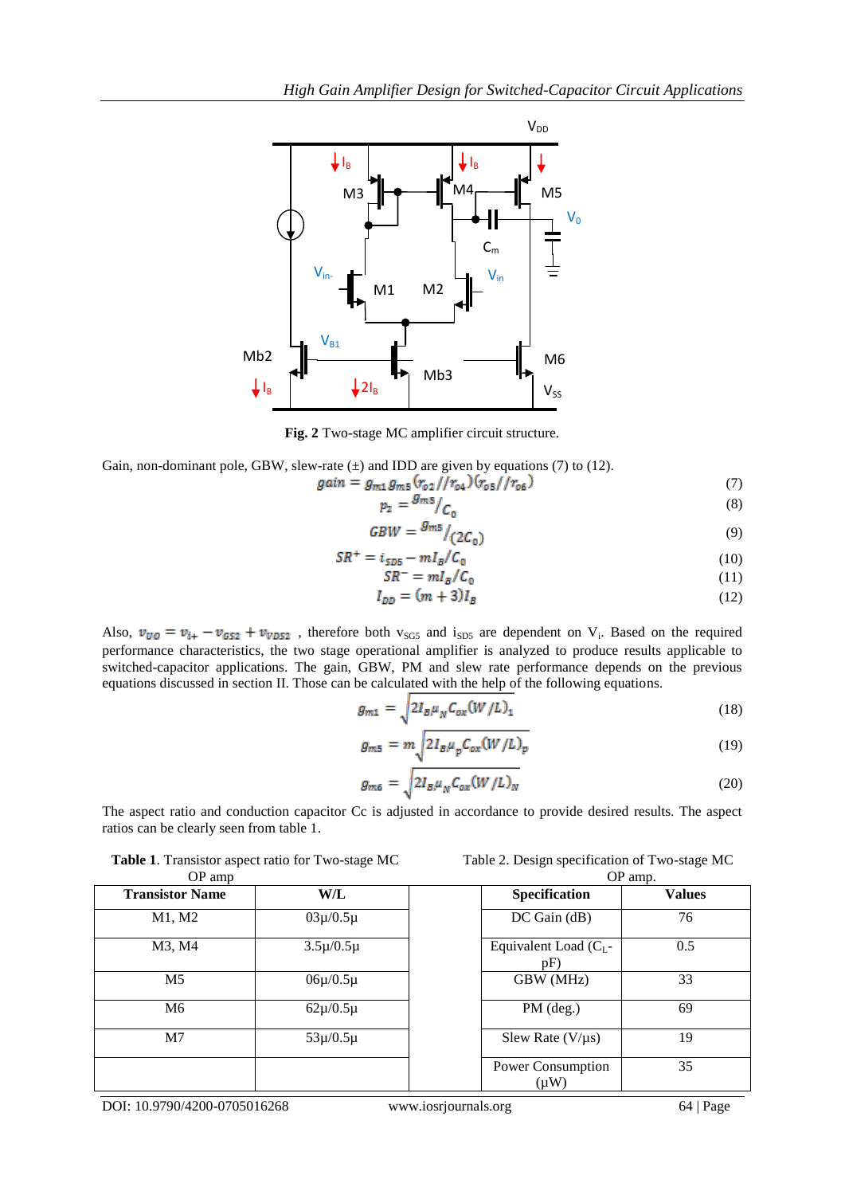**Fig. 2** Two-stage MC amplifier circuit structure.

Gain, non-dominant pole, GBW, slew-rate (±) and IDD are given by equations (7) to (12).

$$gain = g_{m1} g_{m5} (r_{o2}//r_{o4})(r_{o5}//r_{o6}) \tag{7}$$

$$p_2 = {g_{m5}}/{C_0} \tag{8}$$

$$GBW = {g_{m5}}/{(2C_0)} \tag{9}$$

$$SR^{+} = i_{SD5} - mI_B/C_0 \tag{10}$$

$$SR^{-} = mI_B/C_0 \tag{11}$$

$$I_{DD} = (m+3)I_B \tag{12}$$

Also, $v_{UO} = v_{i+} - v_{GS2} + v_{VDS2}$ , therefore both $v_{SG5}$ and $i_{SD5}$ are dependent on $V_i$. Based on the required performance characteristics, the two stage operational amplifier is analyzed to produce results applicable to switched-capacitor applications. The gain, GBW, PM and slew rate performance depends on the previous equations discussed in section II. Those can be calculated with the help of the following equations.

$$g_{m1} = \sqrt{2I_B \mu_N C_{ox} (W/L)_1} \tag{18}$$

$$g_{m5} = m\sqrt{2I_B \mu_p C_{ox} (W/L)_p} \tag{19}$$

$$g_{m6} = \sqrt{2I_B \mu_N C_{ox} (W/L)_N} \tag{20}$$

The aspect ratio and conduction capacitor Cc is adjusted in accordance to provide desired results. The aspect ratios can be clearly seen from table 1.

**Table 1**. Transistor aspect ratio for Two-stage MC OP amp

| Transistor Name | W/L |
|---|---|
| M1, M2 | 03μ/0.5μ |
| M3, M4 | 3.5μ/0.5μ |
| M5 | 06μ/0.5μ |
| M6 | 62μ/0.5μ |
| M7 | 53μ/0.5μ |

Table 2. Design specification of Two-stage MC OP amp.

| Specification | Values |
|---|---|
| DC Gain (dB) | 76 |
| Equivalent Load ($C_L$-pF) | 0.5 |
| GBW (MHz) | 33 |
| PM (deg.) | 69 |
| Slew Rate (V/μs) | 19 |
| Power Consumption (μW) | 35 |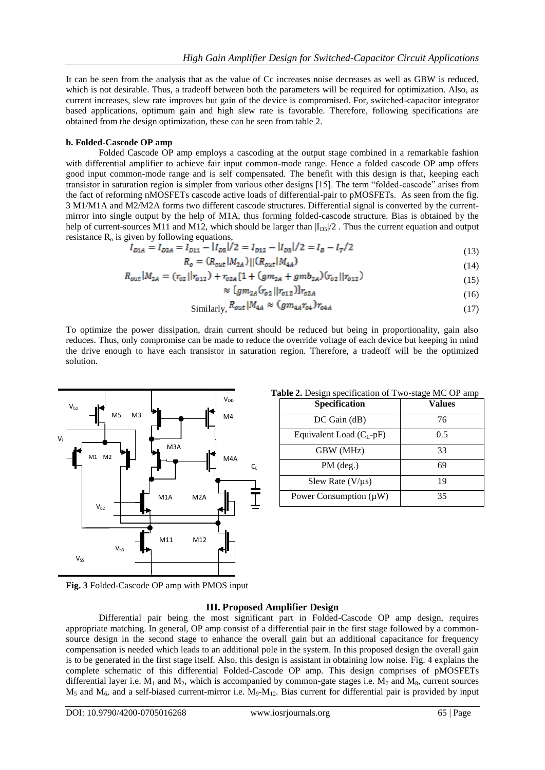It can be seen from the analysis that as the value of Cc increases noise decreases as well as GBW is reduced, which is not desirable. Thus, a tradeoff between both the parameters will be required for optimization. Also, as current increases, slew rate improves but gain of the device is compromised. For, switched-capacitor integrator based applications, optimum gain and high slew rate is favorable. Therefore, following specifications are obtained from the design optimization, these can be seen from table 2.

#### b. Folded-Cascode OP amp

Folded Cascode OP amp employs a cascoding at the output stage combined in a remarkable fashion with differential amplifier to achieve fair input common-mode range. Hence a folded cascode OP amp offers good input common-mode range and is self compensated. The benefit with this design is that, keeping each transistor in saturation region is simpler from various other designs [15]. The term "folded-cascode" arises from the fact of reforming nMOSFETs cascode active loads of differential-pair to pMOSFETs. As seen from the fig. 3 M1/M1A and M2/M2A forms two different cascode structures. Differential signal is converted by the current-mirror into single output by the help of M1A, thus forming folded-cascode structure. Bias is obtained by the help of current-sources M11 and M12, which should be larger than $|I_{D5}|/2$ . Thus the current equation and output resistance $R_o$ is given by following equations,

$$I_{D1A} = I_{D2A} = I_{D11} - |I_{D5}|/2 = I_{D12} - |I_{D5}|/2 = I_B - I_T/2 \tag{13}$$

$$R_o = (R_{out}|M_{2A})||(R_{out}|M_{4A}) \tag{14}$$

$$R_{out}|M_{2A} = (r_{o2}||r_{o12}) + r_{o2A}[1 + (gm_{2A} + gmb_{2A})(r_{o2}||r_{o12}) \tag{15}$$

$$\approx [gm_{2A}(r_{o2}||r_{o12})]r_{o2A} \tag{16}$$

Similarly, $$R_{out}|M_{4A} \approx (gm_{4A}r_{o4})r_{o4A} \tag{17}$$

To optimize the power dissipation, drain current should be reduced but being in proportionality, gain also reduces. Thus, only compromise can be made to reduce the override voltage of each device but keeping in mind the drive enough to have each transistor in saturation region. Therefore, a tradeoff will be the optimized solution.

**Table 2.** Design specification of Two-stage MC OP amp

| Specification | Values |
|---|---|
| DC Gain (dB) | 76 |
| Equivalent Load ($C_L$-pF) | 0.5 |
| GBW (MHz) | 33 |
| PM (deg.) | 69 |
| Slew Rate (V/µs) | 19 |
| Power Consumption (µW) | 35 |

**Fig. 3** Folded-Cascode OP amp with PMOS input

## III. Proposed Amplifier Design

Differential pair being the most significant part in Folded-Cascode OP amp design, requires appropriate matching. In general, OP amp consist of a differential pair in the first stage followed by a common-source design in the second stage to enhance the overall gain but an additional capacitance for frequency compensation is needed which leads to an additional pole in the system. In this proposed design the overall gain is to be generated in the first stage itself. Also, this design is assistant in obtaining low noise. Fig. 4 explains the complete schematic of this differential Folded-Cascode OP amp. This design comprises of pMOSFETs differential layer i.e. $M_1$ and $M_2$, which is accompanied by common-gate stages i.e. $M_7$ and $M_8$, current sources $M_5$ and $M_6$, and a self-biased current-mirror i.e. $M_9$-$M_{12}$. Bias current for differential pair is provided by input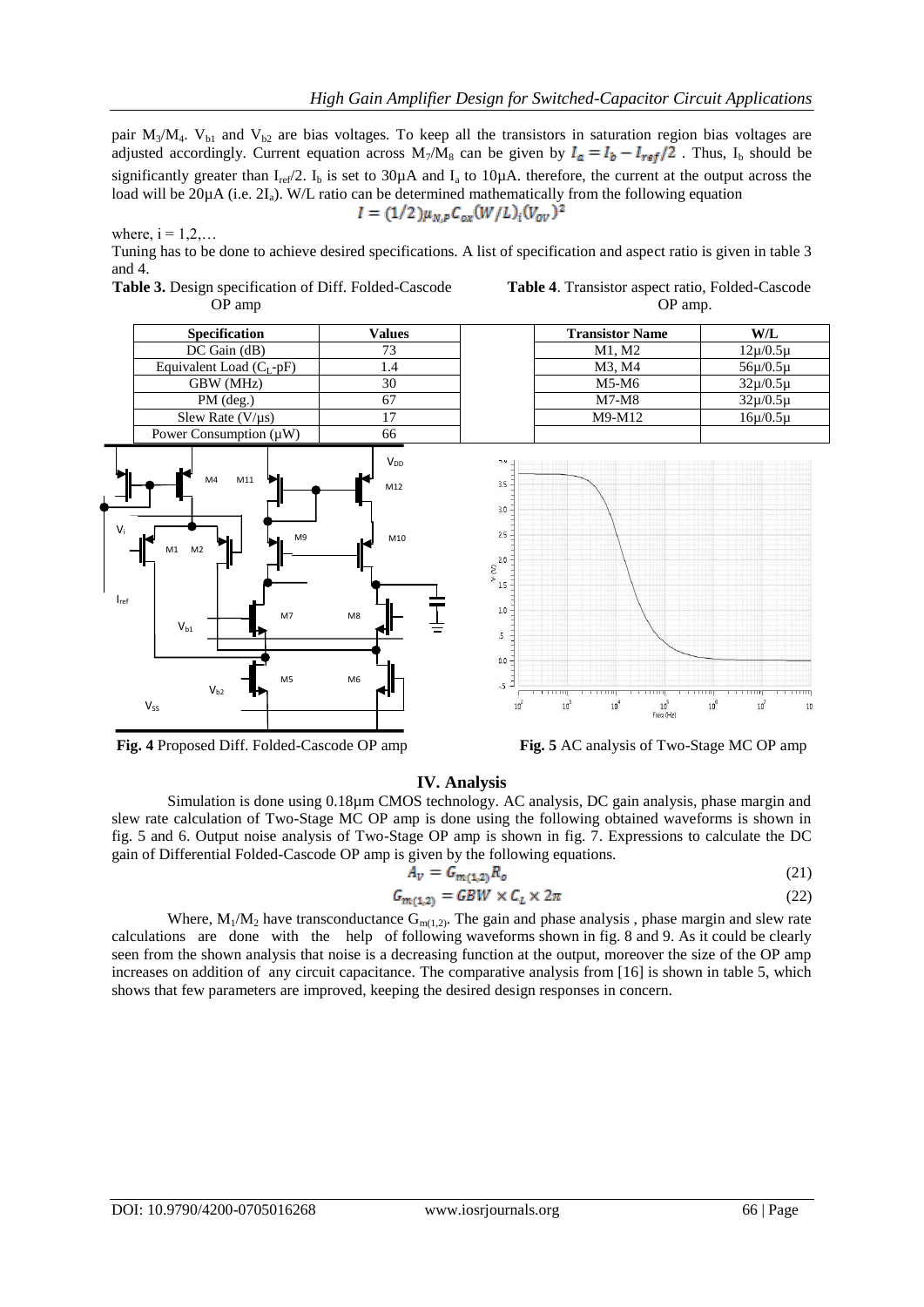pair $M_3/M_4$. $V_{b1}$ and $V_{b2}$ are bias voltages. To keep all the transistors in saturation region bias voltages are adjusted accordingly. Current equation across $M_7/M_8$ can be given by $I_a = I_b - I_{ref}/2$ . Thus, $I_b$ should be significantly greater than $I_{ref}/2$. $I_b$ is set to 30µA and $I_a$ to 10µA. therefore, the current at the output across the load will be 20µA (i.e. $2I_a$). W/L ratio can be determined mathematically from the following equation

$$I = (1/2)\mu_{N,P}C_{ox}(W/L)_i(V_{OV})^2$$

where, $i = 1,2,\ldots$

Tuning has to be done to achieve desired specifications. A list of specification and aspect ratio is given in table 3 and 4.

**Table 3.** Design specification of Diff. Folded-Cascode OP amp

| Specification | Values |
|---|---|
| DC Gain (dB) | 73 |
| Equivalent Load ($C_L$-pF) | 1.4 |
| GBW (MHz) | 30 |
| PM (deg.) | 67 |
| Slew Rate (V/µs) | 17 |
| Power Consumption (µW) | 66 |

**Table 4**. Transistor aspect ratio, Folded-Cascode OP amp.

| Transistor Name | W/L |
|---|---|
| M1, M2 | 12µ/0.5µ |
| M3, M4 | 56µ/0.5µ |
| M5-M6 | 32µ/0.5µ |
| M7-M8 | 32µ/0.5µ |
| M9-M12 | 16µ/0.5µ |

**Fig. 4** Proposed Diff. Folded-Cascode OP amp

**Fig. 5** AC analysis of Two-Stage MC OP amp

## IV. Analysis

Simulation is done using 0.18µm CMOS technology. AC analysis, DC gain analysis, phase margin and slew rate calculation of Two-Stage MC OP amp is done using the following obtained waveforms is shown in fig. 5 and 6. Output noise analysis of Two-Stage OP amp is shown in fig. 7. Expressions to calculate the DC gain of Differential Folded-Cascode OP amp is given by the following equations.

$$A_V = G_{m(1,2)}R_o \tag{21}$$

$$G_{m(1,2)} = GBW \times C_L \times 2\pi \tag{22}$$

Where, $M_1/M_2$ have transconductance $G_{m(1,2)}$. The gain and phase analysis , phase margin and slew rate calculations are done with the help of following waveforms shown in fig. 8 and 9. As it could be clearly seen from the shown analysis that noise is a decreasing function at the output, moreover the size of the OP amp increases on addition of any circuit capacitance. The comparative analysis from [16] is shown in table 5, which shows that few parameters are improved, keeping the desired design responses in concern.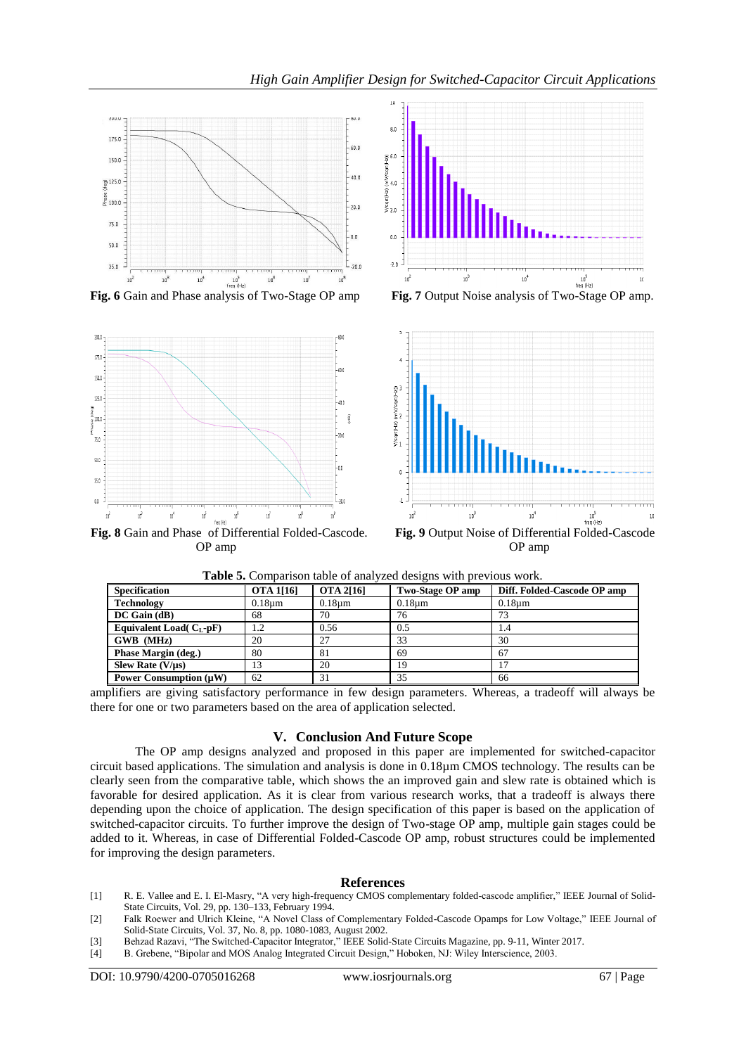**Fig. 6** Gain and Phase analysis of Two-Stage OP amp

**Fig. 7** Output Noise analysis of Two-Stage OP amp.

**Fig. 8** Gain and Phase of Differential Folded-Cascode. OP amp

**Fig. 9** Output Noise of Differential Folded-Cascode OP amp

**Table 5.** Comparison table of analyzed designs with previous work.

| Specification | OTA 1[16] | OTA 2[16] | Two-Stage OP amp | Diff. Folded-Cascode OP amp |
|---|---|---|---|---|
| Technology | 0.18µm | 0.18µm | 0.18µm | 0.18µm |
| DC Gain (dB) | 68 | 70 | 76 | 73 |
| Equivalent Load( $C_L$-pF) | 1.2 | 0.56 | 0.5 | 1.4 |
| GWB (MHz) | 20 | 27 | 33 | 30 |
| Phase Margin (deg.) | 80 | 81 | 69 | 67 |
| Slew Rate (V/µs) | 13 | 20 | 19 | 17 |
| Power Consumption (µW) | 62 | 31 | 35 | 66 |

amplifiers are giving satisfactory performance in few design parameters. Whereas, a tradeoff will always be there for one or two parameters based on the area of application selected.

## V. Conclusion And Future Scope

The OP amp designs analyzed and proposed in this paper are implemented for switched-capacitor circuit based applications. The simulation and analysis is done in 0.18µm CMOS technology. The results can be clearly seen from the comparative table, which shows the an improved gain and slew rate is obtained which is favorable for desired application. As it is clear from various research works, that a tradeoff is always there depending upon the choice of application. The design specification of this paper is based on the application of switched-capacitor circuits. To further improve the design of Two-stage OP amp, multiple gain stages could be added to it. Whereas, in case of Differential Folded-Cascode OP amp, robust structures could be implemented for improving the design parameters.

## References

[1] R. E. Vallee and E. I. El-Masry, "A very high-frequency CMOS complementary folded-cascode amplifier," IEEE Journal of Solid-State Circuits, Vol. 29, pp. 130–133, February 1994.

[2] Falk Roewer and Ulrich Kleine, "A Novel Class of Complementary Folded-Cascode Opamps for Low Voltage," IEEE Journal of Solid-State Circuits, Vol. 37, No. 8, pp. 1080-1083, August 2002.

[3] Behzad Razavi, "The Switched-Capacitor Integrator," IEEE Solid-State Circuits Magazine, pp. 9-11, Winter 2017.

[4] B. Grebene, "Bipolar and MOS Analog Integrated Circuit Design," Hoboken, NJ: Wiley Interscience, 2003.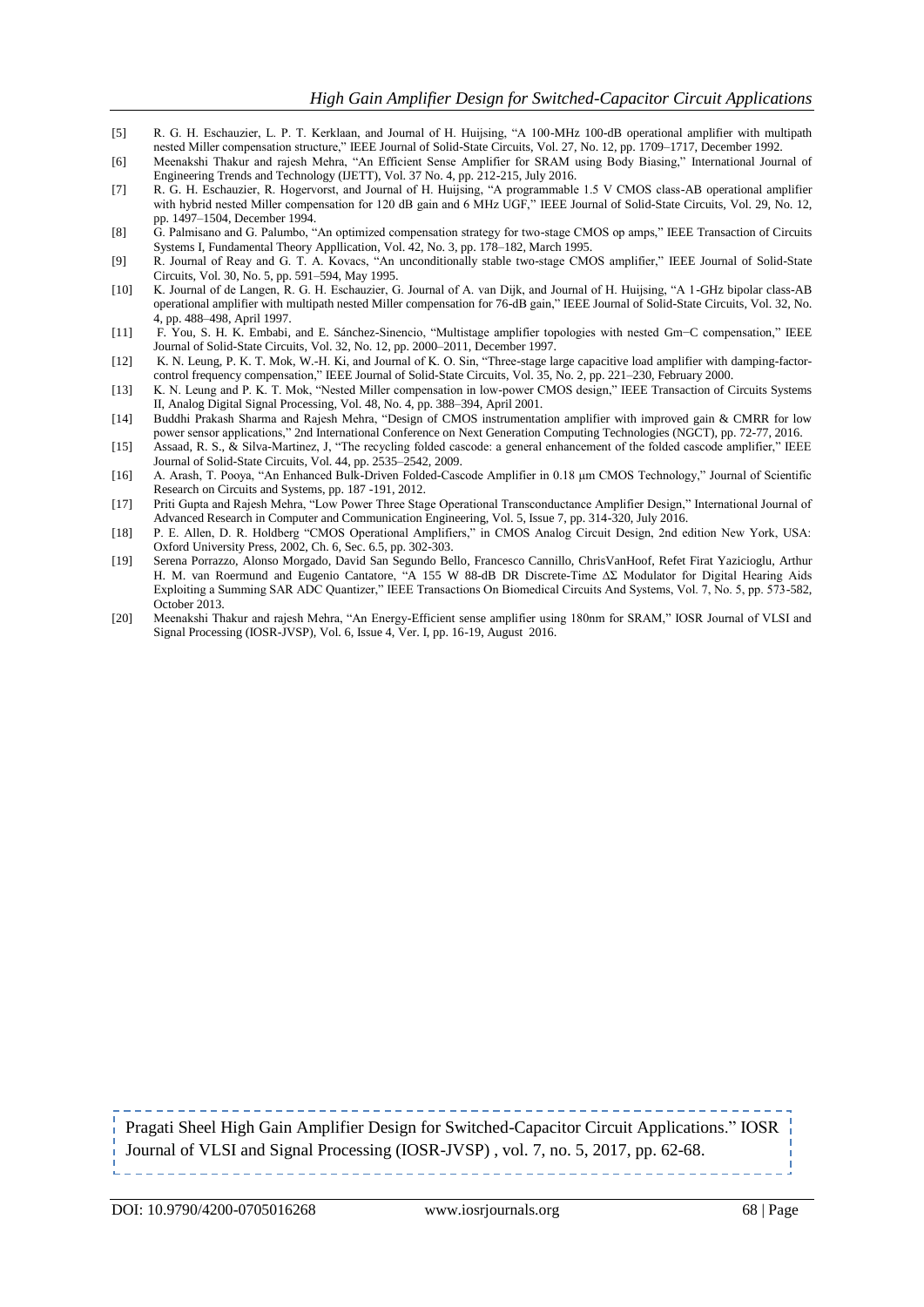[5] R. G. H. Eschauzier, L. P. T. Kerklaan, and Journal of H. Huijsing, "A 100-MHz 100-dB operational amplifier with multipath nested Miller compensation structure," IEEE Journal of Solid-State Circuits, Vol. 27, No. 12, pp. 1709–1717, December 1992.

[6] Meenakshi Thakur and rajesh Mehra, "An Efficient Sense Amplifier for SRAM using Body Biasing," International Journal of Engineering Trends and Technology (IJETT), Vol. 37 No. 4, pp. 212-215, July 2016.

[7] R. G. H. Eschauzier, R. Hogervorst, and Journal of H. Huijsing, "A programmable 1.5 V CMOS class-AB operational amplifier with hybrid nested Miller compensation for 120 dB gain and 6 MHz UGF," IEEE Journal of Solid-State Circuits, Vol. 29, No. 12, pp. 1497–1504, December 1994.

[8] G. Palmisano and G. Palumbo, "An optimized compensation strategy for two-stage CMOS op amps," IEEE Transaction of Circuits Systems I, Fundamental Theory Appllication, Vol. 42, No. 3, pp. 178–182, March 1995.

[9] R. Journal of Reay and G. T. A. Kovacs, "An unconditionally stable two-stage CMOS amplifier," IEEE Journal of Solid-State Circuits, Vol. 30, No. 5, pp. 591–594, May 1995.

[10] K. Journal of de Langen, R. G. H. Eschauzier, G. Journal of A. van Dijk, and Journal of H. Huijsing, "A 1-GHz bipolar class-AB operational amplifier with multipath nested Miller compensation for 76-dB gain," IEEE Journal of Solid-State Circuits, Vol. 32, No. 4, pp. 488–498, April 1997.

[11] F. You, S. H. K. Embabi, and E. Sánchez-Sinencio, "Multistage amplifier topologies with nested Gm−C compensation," IEEE Journal of Solid-State Circuits, Vol. 32, No. 12, pp. 2000–2011, December 1997.

[12] K. N. Leung, P. K. T. Mok, W.-H. Ki, and Journal of K. O. Sin, "Three-stage large capacitive load amplifier with damping-factor-control frequency compensation," IEEE Journal of Solid-State Circuits, Vol. 35, No. 2, pp. 221–230, February 2000.

[13] K. N. Leung and P. K. T. Mok, "Nested Miller compensation in low-power CMOS design," IEEE Transaction of Circuits Systems II, Analog Digital Signal Processing, Vol. 48, No. 4, pp. 388–394, April 2001.

[14] Buddhi Prakash Sharma and Rajesh Mehra, "Design of CMOS instrumentation amplifier with improved gain & CMRR for low power sensor applications," 2nd International Conference on Next Generation Computing Technologies (NGCT), pp. 72-77, 2016.

[15] Assaad, R. S., & Silva-Martinez, J, "The recycling folded cascode: a general enhancement of the folded cascode amplifier," IEEE Journal of Solid-State Circuits, Vol. 44, pp. 2535–2542, 2009.

[16] A. Arash, T. Pooya, "An Enhanced Bulk-Driven Folded-Cascode Amplifier in 0.18 µm CMOS Technology," Journal of Scientific Research on Circuits and Systems, pp. 187 -191, 2012.

[17] Priti Gupta and Rajesh Mehra, "Low Power Three Stage Operational Transconductance Amplifier Design," International Journal of Advanced Research in Computer and Communication Engineering, Vol. 5, Issue 7, pp. 314-320, July 2016.

[18] P. E. Allen, D. R. Holdberg "CMOS Operational Amplifiers," in CMOS Analog Circuit Design, 2nd edition New York, USA: Oxford University Press, 2002, Ch. 6, Sec. 6.5, pp. 302-303.

[19] Serena Porrazzo, Alonso Morgado, David San Segundo Bello, Francesco Cannillo, ChrisVanHoof, Refet Firat Yazicioglu, Arthur H. M. van Roermund and Eugenio Cantatore, "A 155 W 88-dB DR Discrete-Time ΔΣ Modulator for Digital Hearing Aids Exploiting a Summing SAR ADC Quantizer," IEEE Transactions On Biomedical Circuits And Systems, Vol. 7, No. 5, pp. 573-582, October 2013.

[20] Meenakshi Thakur and rajesh Mehra, "An Energy-Efficient sense amplifier using 180nm for SRAM," IOSR Journal of VLSI and Signal Processing (IOSR-JVSP), Vol. 6, Issue 4, Ver. I, pp. 16-19, August 2016.

Pragati Sheel High Gain Amplifier Design for Switched-Capacitor Circuit Applications." IOSR Journal of VLSI and Signal Processing (IOSR-JVSP) , vol. 7, no. 5, 2017, pp. 62-68.